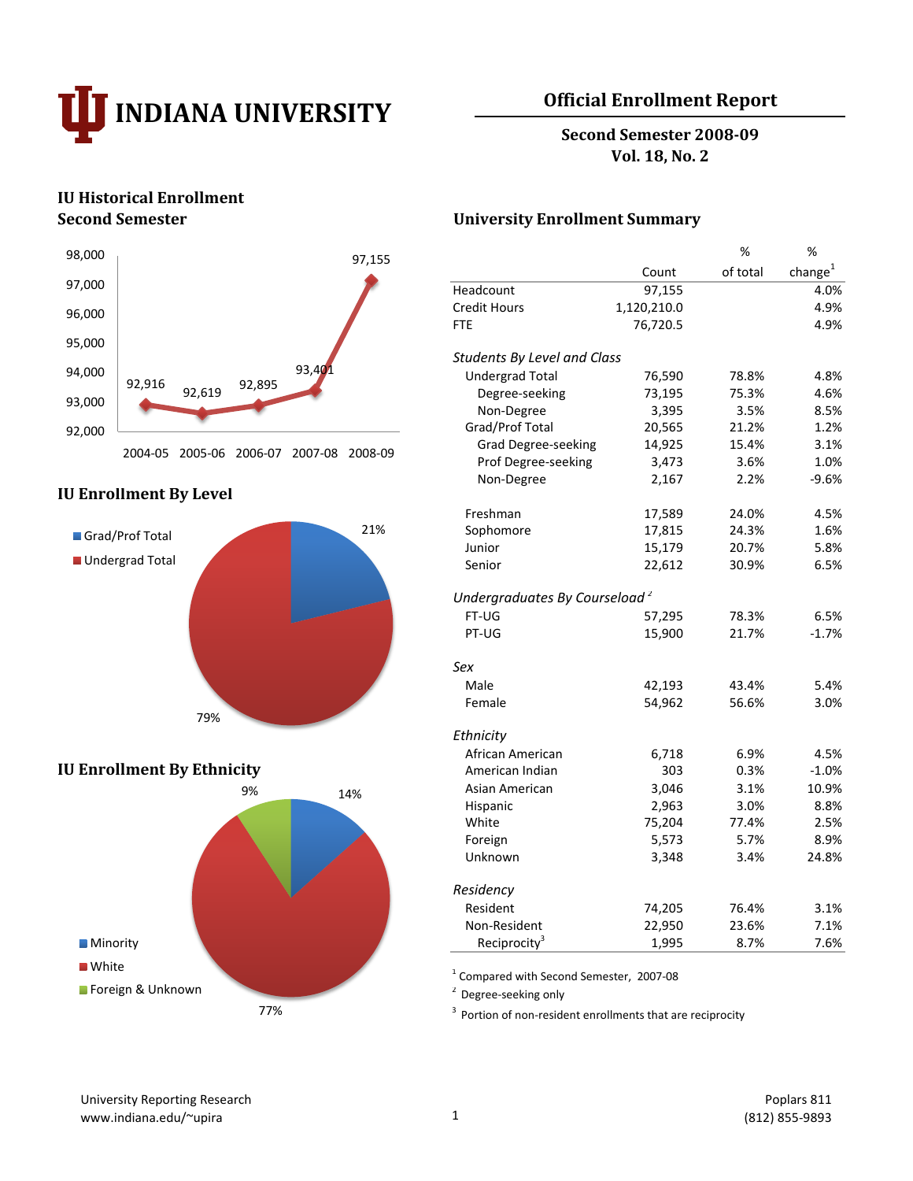# INDIANA UNIVERSITY

## Official Enrollment Report

**Second Semester 2008-09**
**Vol. 18, No. 2**

## IU Historical Enrollment Second Semester

| Year | Enrollment |
|---|---|
| 2004-05 | 92,916 |
| 2005-06 | 92,619 |
| 2006-07 | 92,895 |
| 2007-08 | 93,401 |
| 2008-09 | 97,155 |

## IU Enrollment By Level

- Grad/Prof Total: 21%
- Undergrad Total: 79%

## IU Enrollment By Ethnicity

- Minority: 14%
- White: 77%
- Foreign & Unknown: 9%

## University Enrollment Summary

| | Count | % of total | % change[1] |
|---|---|---|---|
| Headcount | 97,155 | | 4.0% |
| Credit Hours | 1,120,210.0 | | 4.9% |
| FTE | 76,720.5 | | 4.9% |
| *Students By Level and Class* | | | |
| Undergrad Total | 76,590 | 78.8% | 4.8% |
| Degree-seeking | 73,195 | 75.3% | 4.6% |
| Non-Degree | 3,395 | 3.5% | 8.5% |
| Grad/Prof Total | 20,565 | 21.2% | 1.2% |
| Grad Degree-seeking | 14,925 | 15.4% | 3.1% |
| Prof Degree-seeking | 3,473 | 3.6% | 1.0% |
| Non-Degree | 2,167 | 2.2% | -9.6% |
| Freshman | 17,589 | 24.0% | 4.5% |
| Sophomore | 17,815 | 24.3% | 1.6% |
| Junior | 15,179 | 20.7% | 5.8% |
| Senior | 22,612 | 30.9% | 6.5% |
| *Undergraduates By Courseload*[2] | | | |
| FT-UG | 57,295 | 78.3% | 6.5% |
| PT-UG | 15,900 | 21.7% | -1.7% |
| *Sex* | | | |
| Male | 42,193 | 43.4% | 5.4% |
| Female | 54,962 | 56.6% | 3.0% |
| *Ethnicity* | | | |
| African American | 6,718 | 6.9% | 4.5% |
| American Indian | 303 | 0.3% | -1.0% |
| Asian American | 3,046 | 3.1% | 10.9% |
| Hispanic | 2,963 | 3.0% | 8.8% |
| White | 75,204 | 77.4% | 2.5% |
| Foreign | 5,573 | 5.7% | 8.9% |
| Unknown | 3,348 | 3.4% | 24.8% |
| *Residency* | | | |
| Resident | 74,205 | 76.4% | 3.1% |
| Non-Resident | 22,950 | 23.6% | 7.1% |
| Reciprocity[3] | 1,995 | 8.7% | 7.6% |

[1] Compared with Second Semester, 2007-08

[2] Degree-seeking only

[3] Portion of non-resident enrollments that are reciprocity

University Reporting Research
www.indiana.edu/~upira

Poplars 811
(812) 855-9893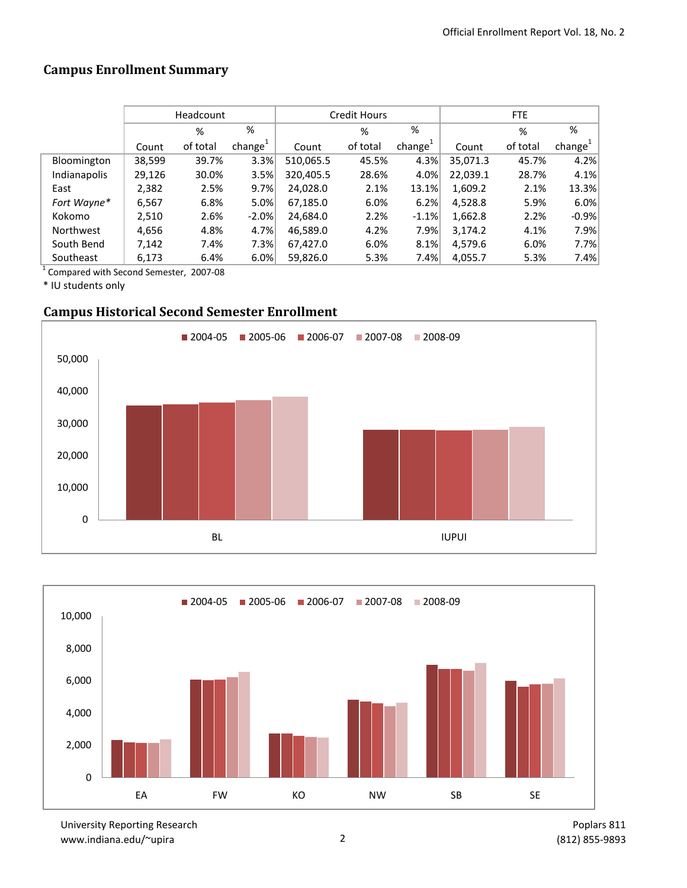## Campus Enrollment Summary

| | Headcount | | | Credit Hours | | | FTE | | |
|---|---|---|---|---|---|---|---|---|---|
| | Count | % of total | % change[1] | Count | % of total | % change[1] | Count | % of total | % change[1] |
| Bloomington | 38,599 | 39.7% | 3.3% | 510,065.5 | 45.5% | 4.3% | 35,071.3 | 45.7% | 4.2% |
| Indianapolis | 29,126 | 30.0% | 3.5% | 320,405.5 | 28.6% | 4.0% | 22,039.1 | 28.7% | 4.1% |
| East | 2,382 | 2.5% | 9.7% | 24,028.0 | 2.1% | 13.1% | 1,609.2 | 2.1% | 13.3% |
| *Fort Wayne** | 6,567 | 6.8% | 5.0% | 67,185.0 | 6.0% | 6.2% | 4,528.8 | 5.9% | 6.0% |
| Kokomo | 2,510 | 2.6% | -2.0% | 24,684.0 | 2.2% | -1.1% | 1,662.8 | 2.2% | -0.9% |
| Northwest | 4,656 | 4.8% | 4.7% | 46,589.0 | 4.2% | 7.9% | 3,174.2 | 4.1% | 7.9% |
| South Bend | 7,142 | 7.4% | 7.3% | 67,427.0 | 6.0% | 8.1% | 4,579.6 | 6.0% | 7.7% |
| Southeast | 6,173 | 6.4% | 6.0% | 59,826.0 | 5.3% | 7.4% | 4,055.7 | 5.3% | 7.4% |

[1] Compared with Second Semester, 2007-08

\* IU students only

## Campus Historical Second Semester Enrollment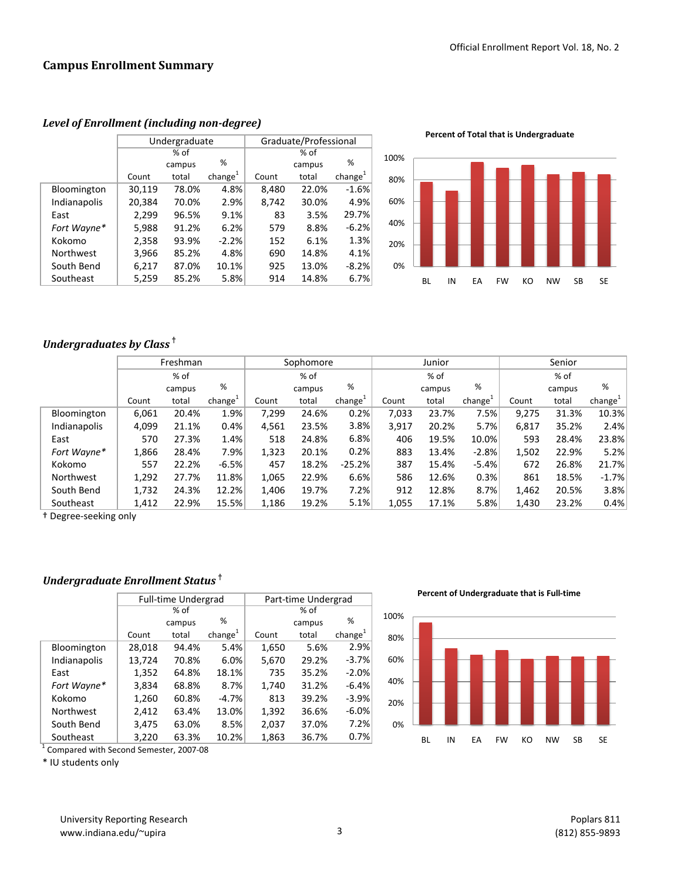## Campus Enrollment Summary

### *Level of Enrollment (including non-degree)*

| | Undergraduate | | | Graduate/Professional | | |
|---|---|---|---|---|---|---|
| | Count | % of campus total | % change[1] | Count | % of campus total | % change[1] |
| Bloomington | 30,119 | 78.0% | 4.8% | 8,480 | 22.0% | -1.6% |
| Indianapolis | 20,384 | 70.0% | 2.9% | 8,742 | 30.0% | 4.9% |
| East | 2,299 | 96.5% | 9.1% | 83 | 3.5% | 29.7% |
| *Fort Wayne** | 5,988 | 91.2% | 6.2% | 579 | 8.8% | -6.2% |
| Kokomo | 2,358 | 93.9% | -2.2% | 152 | 6.1% | 1.3% |
| Northwest | 3,966 | 85.2% | 4.8% | 690 | 14.8% | 4.1% |
| South Bend | 6,217 | 87.0% | 10.1% | 925 | 13.0% | -8.2% |
| Southeast | 5,259 | 85.2% | 5.8% | 914 | 14.8% | 6.7% |

**Percent of Total that is Undergraduate**

### *Undergraduates by Class* †

| | Freshman | | | Sophomore | | | Junior | | | Senior | | |
|---|---|---|---|---|---|---|---|---|---|---|---|---|
| | Count | % of campus total | % change[1] | Count | % of campus total | % change[1] | Count | % of campus total | % change[1] | Count | % of campus total | % change[1] |
| Bloomington | 6,061 | 20.4% | 1.9% | 7,299 | 24.6% | 0.2% | 7,033 | 23.7% | 7.5% | 9,275 | 31.3% | 10.3% |
| Indianapolis | 4,099 | 21.1% | 0.4% | 4,561 | 23.5% | 3.8% | 3,917 | 20.2% | 5.7% | 6,817 | 35.2% | 2.4% |
| East | 570 | 27.3% | 1.4% | 518 | 24.8% | 6.8% | 406 | 19.5% | 10.0% | 593 | 28.4% | 23.8% |
| *Fort Wayne** | 1,866 | 28.4% | 7.9% | 1,323 | 20.1% | 0.2% | 883 | 13.4% | -2.8% | 1,502 | 22.9% | 5.2% |
| Kokomo | 557 | 22.2% | -6.5% | 457 | 18.2% | -25.2% | 387 | 15.4% | -5.4% | 672 | 26.8% | 21.7% |
| Northwest | 1,292 | 27.7% | 11.8% | 1,065 | 22.9% | 6.6% | 586 | 12.6% | 0.3% | 861 | 18.5% | -1.7% |
| South Bend | 1,732 | 24.3% | 12.2% | 1,406 | 19.7% | 7.2% | 912 | 12.8% | 8.7% | 1,462 | 20.5% | 3.8% |
| Southeast | 1,412 | 22.9% | 15.5% | 1,186 | 19.2% | 5.1% | 1,055 | 17.1% | 5.8% | 1,430 | 23.2% | 0.4% |

† Degree-seeking only

### *Undergraduate Enrollment Status* †

| | Full-time Undergrad | | | Part-time Undergrad | | |
|---|---|---|---|---|---|---|
| | Count | % of campus total | % change[1] | Count | % of campus total | % change[1] |
| Bloomington | 28,018 | 94.4% | 5.4% | 1,650 | 5.6% | 2.9% |
| Indianapolis | 13,724 | 70.8% | 6.0% | 5,670 | 29.2% | -3.7% |
| East | 1,352 | 64.8% | 18.1% | 735 | 35.2% | -2.0% |
| *Fort Wayne** | 3,834 | 68.8% | 8.7% | 1,740 | 31.2% | -6.4% |
| Kokomo | 1,260 | 60.8% | -4.7% | 813 | 39.2% | -3.9% |
| Northwest | 2,412 | 63.4% | 13.0% | 1,392 | 36.6% | -6.0% |
| South Bend | 3,475 | 63.0% | 8.5% | 2,037 | 37.0% | 7.2% |
| Southeast | 3,220 | 63.3% | 10.2% | 1,863 | 36.7% | 0.7% |

[1] Compared with Second Semester, 2007-08

\* IU students only

**Percent of Undergraduate that is Full-time**

University Reporting Research
www.indiana.edu/~upira

Poplars 811
(812) 855-9893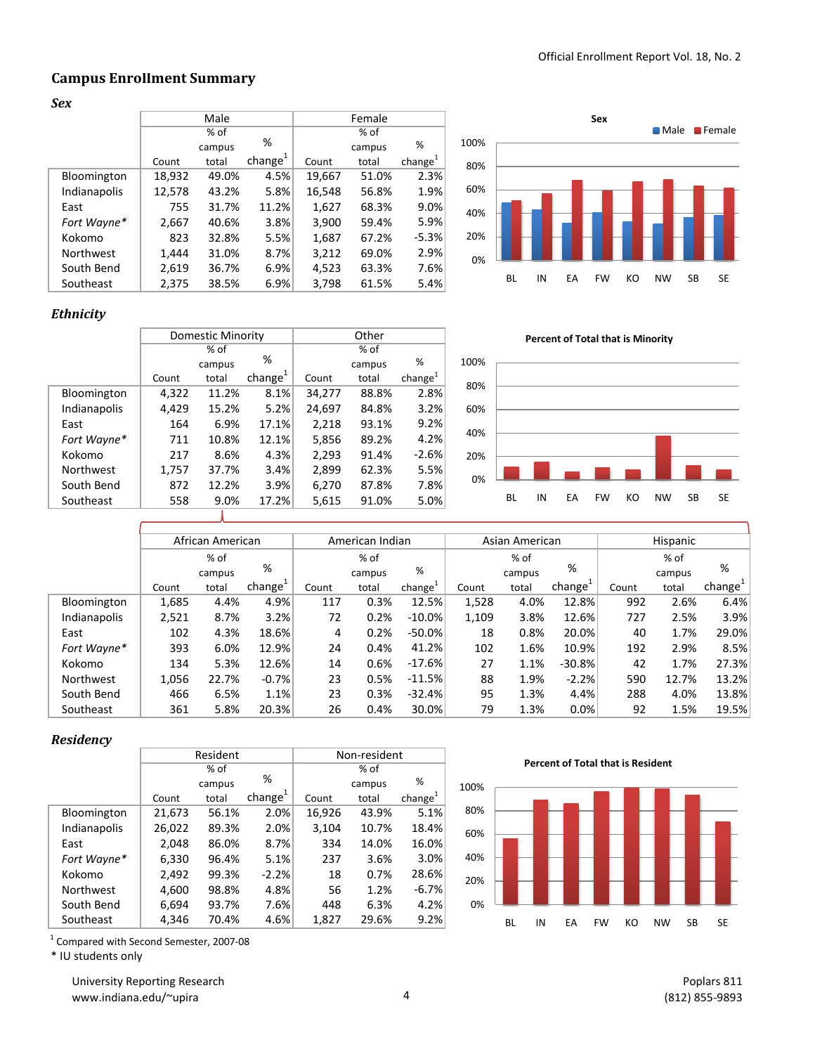## Campus Enrollment Summary

### *Sex*

| | Male | | | Female | | |
|---|---|---|---|---|---|---|
| | Count | % of campus total | % change[1] | Count | % of campus total | % change[1] |
| Bloomington | 18,932 | 49.0% | 4.5% | 19,667 | 51.0% | 2.3% |
| Indianapolis | 12,578 | 43.2% | 5.8% | 16,548 | 56.8% | 1.9% |
| East | 755 | 31.7% | 11.2% | 1,627 | 68.3% | 9.0% |
| *Fort Wayne\** | 2,667 | 40.6% | 3.8% | 3,900 | 59.4% | 5.9% |
| Kokomo | 823 | 32.8% | 5.5% | 1,687 | 67.2% | -5.3% |
| Northwest | 1,444 | 31.0% | 8.7% | 3,212 | 69.0% | 2.9% |
| South Bend | 2,619 | 36.7% | 6.9% | 4,523 | 63.3% | 7.6% |
| Southeast | 2,375 | 38.5% | 6.9% | 3,798 | 61.5% | 5.4% |

Sex

Male Female

100%
80%
60%
40%
20%
0%

BL IN EA FW KO NW SB SE

### *Ethnicity*

| | Domestic Minority | | | Other | | |
|---|---|---|---|---|---|---|
| | Count | % of campus total | % change[1] | Count | % of campus total | % change[1] |
| Bloomington | 4,322 | 11.2% | 8.1% | 34,277 | 88.8% | 2.8% |
| Indianapolis | 4,429 | 15.2% | 5.2% | 24,697 | 84.8% | 3.2% |
| East | 164 | 6.9% | 17.1% | 2,218 | 93.1% | 9.2% |
| *Fort Wayne\** | 711 | 10.8% | 12.1% | 5,856 | 89.2% | 4.2% |
| Kokomo | 217 | 8.6% | 4.3% | 2,293 | 91.4% | -2.6% |
| Northwest | 1,757 | 37.7% | 3.4% | 2,899 | 62.3% | 5.5% |
| South Bend | 872 | 12.2% | 3.9% | 6,270 | 87.8% | 7.8% |
| Southeast | 558 | 9.0% | 17.2% | 5,615 | 91.0% | 5.0% |

Percent of Total that is Minority

100%
80%
60%
40%
20%
0%

BL IN EA FW KO NW SB SE

| | African American | | | American Indian | | | Asian American | | | Hispanic | | |
|---|---|---|---|---|---|---|---|---|---|---|---|---|
| | Count | % of campus total | % change[1] | Count | % of campus total | % change[1] | Count | % of campus total | % change[1] | Count | % of campus total | % change[1] |
| Bloomington | 1,685 | 4.4% | 4.9% | 117 | 0.3% | 12.5% | 1,528 | 4.0% | 12.8% | 992 | 2.6% | 6.4% |
| Indianapolis | 2,521 | 8.7% | 3.2% | 72 | 0.2% | -10.0% | 1,109 | 3.8% | 12.6% | 727 | 2.5% | 3.9% |
| East | 102 | 4.3% | 18.6% | 4 | 0.2% | -50.0% | 18 | 0.8% | 20.0% | 40 | 1.7% | 29.0% |
| *Fort Wayne\** | 393 | 6.0% | 12.9% | 24 | 0.4% | 41.2% | 102 | 1.6% | 10.9% | 192 | 2.9% | 8.5% |
| Kokomo | 134 | 5.3% | 12.6% | 14 | 0.6% | -17.6% | 27 | 1.1% | -30.8% | 42 | 1.7% | 27.3% |
| Northwest | 1,056 | 22.7% | -0.7% | 23 | 0.5% | -11.5% | 88 | 1.9% | -2.2% | 590 | 12.7% | 13.2% |
| South Bend | 466 | 6.5% | 1.1% | 23 | 0.3% | -32.4% | 95 | 1.3% | 4.4% | 288 | 4.0% | 13.8% |
| Southeast | 361 | 5.8% | 20.3% | 26 | 0.4% | 30.0% | 79 | 1.3% | 0.0% | 92 | 1.5% | 19.5% |

### *Residency*

| | Resident | | | Non-resident | | |
|---|---|---|---|---|---|---|
| | Count | % of campus total | % change[1] | Count | % of campus total | % change[1] |
| Bloomington | 21,673 | 56.1% | 2.0% | 16,926 | 43.9% | 5.1% |
| Indianapolis | 26,022 | 89.3% | 2.0% | 3,104 | 10.7% | 18.4% |
| East | 2,048 | 86.0% | 8.7% | 334 | 14.0% | 16.0% |
| *Fort Wayne\** | 6,330 | 96.4% | 5.1% | 237 | 3.6% | 3.0% |
| Kokomo | 2,492 | 99.3% | -2.2% | 18 | 0.7% | 28.6% |
| Northwest | 4,600 | 98.8% | 4.8% | 56 | 1.2% | -6.7% |
| South Bend | 6,694 | 93.7% | 7.6% | 448 | 6.3% | 4.2% |
| Southeast | 4,346 | 70.4% | 4.6% | 1,827 | 29.6% | 9.2% |

Percent of Total that is Resident

100%
80%
60%
40%
20%
0%

BL IN EA FW KO NW SB SE

[1] Compared with Second Semester, 2007-08

\* IU students only